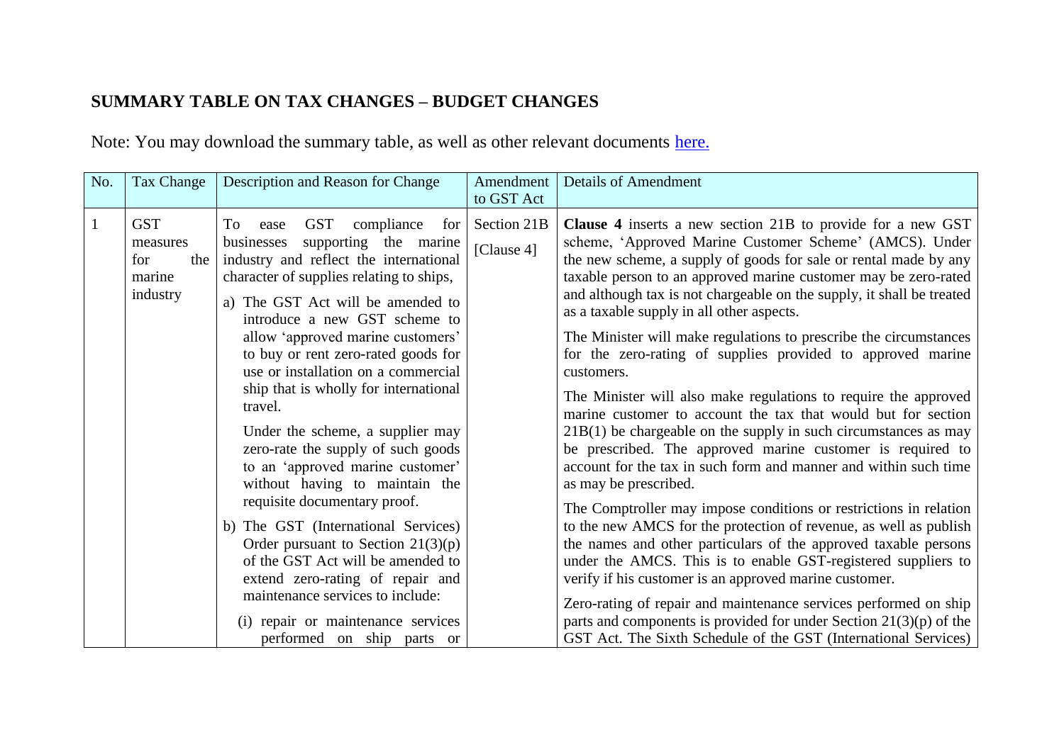## SUMMARY TABLE ON TAX CHANGES – BUDGET CHANGES

Note: You may download the summary table, as well as other relevant documents here.

| No. | Tax Change | Description and Reason for Change | Amendment to GST Act | Details of Amendment |
|---|---|---|---|---|
| 1 | GST measures for the marine industry | To ease GST compliance for businesses supporting the marine industry and reflect the international character of supplies relating to ships,<br><br>a) The GST Act will be amended to introduce a new GST scheme to allow 'approved marine customers' to buy or rent zero-rated goods for use or installation on a commercial ship that is wholly for international travel.<br><br>Under the scheme, a supplier may zero-rate the supply of such goods to an 'approved marine customer' without having to maintain the requisite documentary proof.<br><br>b) The GST (International Services) Order pursuant to Section 21(3)(p) of the GST Act will be amended to extend zero-rating of repair and maintenance services to include:<br><br>(i) repair or maintenance services performed on ship parts or | Section 21B<br><br>[Clause 4] | **Clause 4** inserts a new section 21B to provide for a new GST scheme, 'Approved Marine Customer Scheme' (AMCS). Under the new scheme, a supply of goods for sale or rental made by any taxable person to an approved marine customer may be zero-rated and although tax is not chargeable on the supply, it shall be treated as a taxable supply in all other aspects.<br><br>The Minister will make regulations to prescribe the circumstances for the zero-rating of supplies provided to approved marine customers.<br><br>The Minister will also make regulations to require the approved marine customer to account the tax that would but for section 21B(1) be chargeable on the supply in such circumstances as may be prescribed. The approved marine customer is required to account for the tax in such form and manner and within such time as may be prescribed.<br><br>The Comptroller may impose conditions or restrictions in relation to the new AMCS for the protection of revenue, as well as publish the names and other particulars of the approved taxable persons under the AMCS. This is to enable GST-registered suppliers to verify if his customer is an approved marine customer.<br><br>Zero-rating of repair and maintenance services performed on ship parts and components is provided for under Section 21(3)(p) of the GST Act. The Sixth Schedule of the GST (International Services) |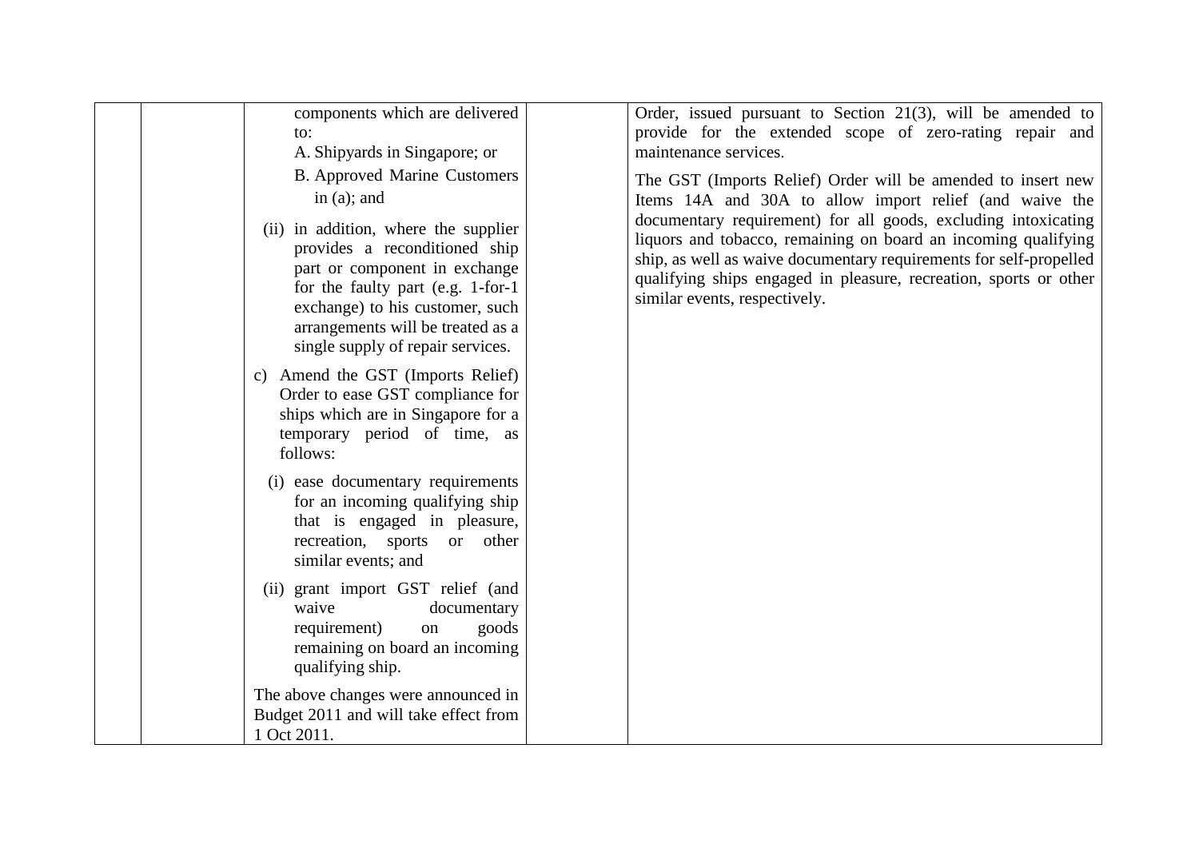|  |  |  |  |  |
|---|---|---|---|---|
|  |  | components which are delivered to:<br>A. Shipyards in Singapore; or<br>B. Approved Marine Customers in (a); and<br>(ii) in addition, where the supplier provides a reconditioned ship part or component in exchange for the faulty part (e.g. 1-for-1 exchange) to his customer, such arrangements will be treated as a single supply of repair services.<br>c) Amend the GST (Imports Relief) Order to ease GST compliance for ships which are in Singapore for a temporary period of time, as follows:<br>(i) ease documentary requirements for an incoming qualifying ship that is engaged in pleasure, recreation, sports or other similar events; and<br>(ii) grant import GST relief (and waive documentary requirement) on goods remaining on board an incoming qualifying ship.<br>The above changes were announced in Budget 2011 and will take effect from 1 Oct 2011. |  | Order, issued pursuant to Section 21(3), will be amended to provide for the extended scope of zero-rating repair and maintenance services.<br>The GST (Imports Relief) Order will be amended to insert new Items 14A and 30A to allow import relief (and waive the documentary requirement) for all goods, excluding intoxicating liquors and tobacco, remaining on board an incoming qualifying ship, as well as waive documentary requirements for self-propelled qualifying ships engaged in pleasure, recreation, sports or other similar events, respectively. |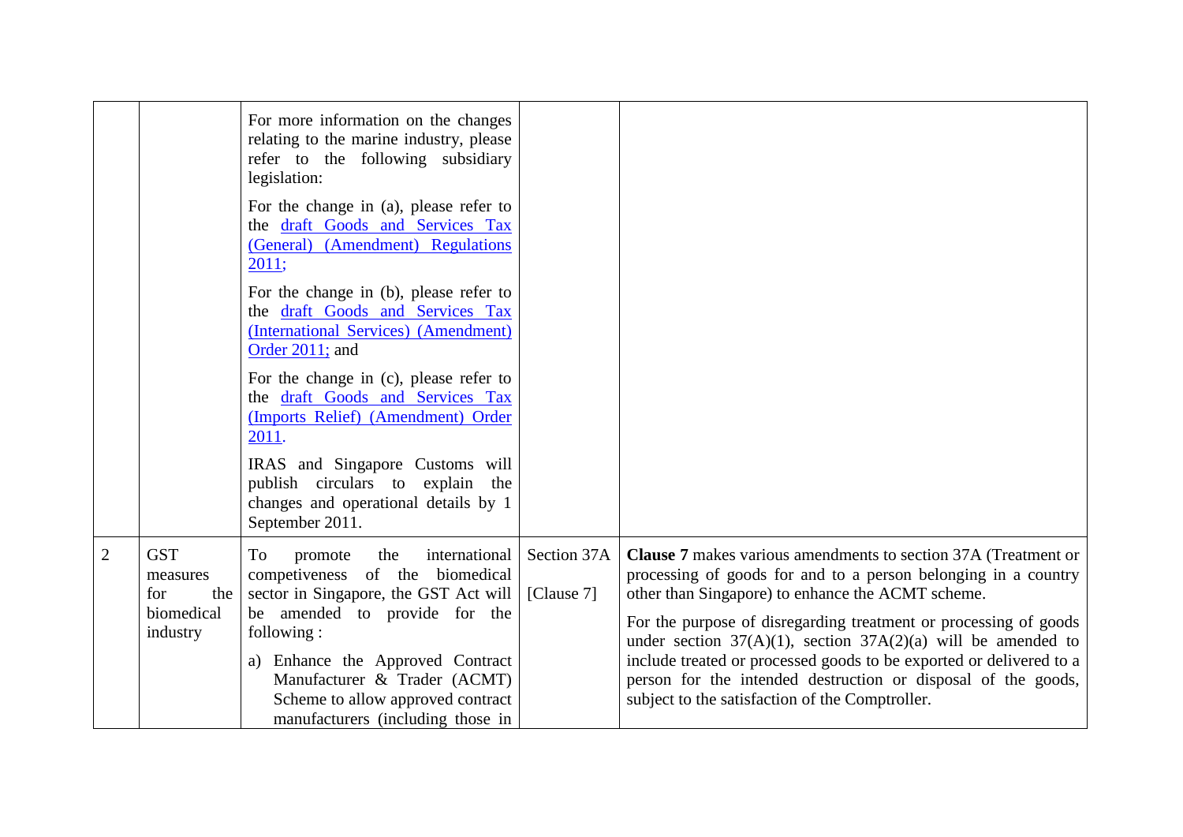| | | | | |
|---|---|---|---|---|
| | | For more information on the changes relating to the marine industry, please refer to the following subsidiary legislation:<br><br>For the change in (a), please refer to the draft Goods and Services Tax (General) (Amendment) Regulations 2011;<br><br>For the change in (b), please refer to the draft Goods and Services Tax (International Services) (Amendment) Order 2011; and<br><br>For the change in (c), please refer to the draft Goods and Services Tax (Imports Relief) (Amendment) Order 2011.<br><br>IRAS and Singapore Customs will publish circulars to explain the changes and operational details by 1 September 2011. | | |
| 2 | GST measures for the biomedical industry | To promote the international competiveness of the biomedical sector in Singapore, the GST Act will be amended to provide for the following :<br><br>a) Enhance the Approved Contract Manufacturer & Trader (ACMT) Scheme to allow approved contract manufacturers (including those in | Section 37A<br><br>[Clause 7] | **Clause 7** makes various amendments to section 37A (Treatment or processing of goods for and to a person belonging in a country other than Singapore) to enhance the ACMT scheme.<br><br>For the purpose of disregarding treatment or processing of goods under section 37(A)(1), section 37A(2)(a) will be amended to include treated or processed goods to be exported or delivered to a person for the intended destruction or disposal of the goods, subject to the satisfaction of the Comptroller. |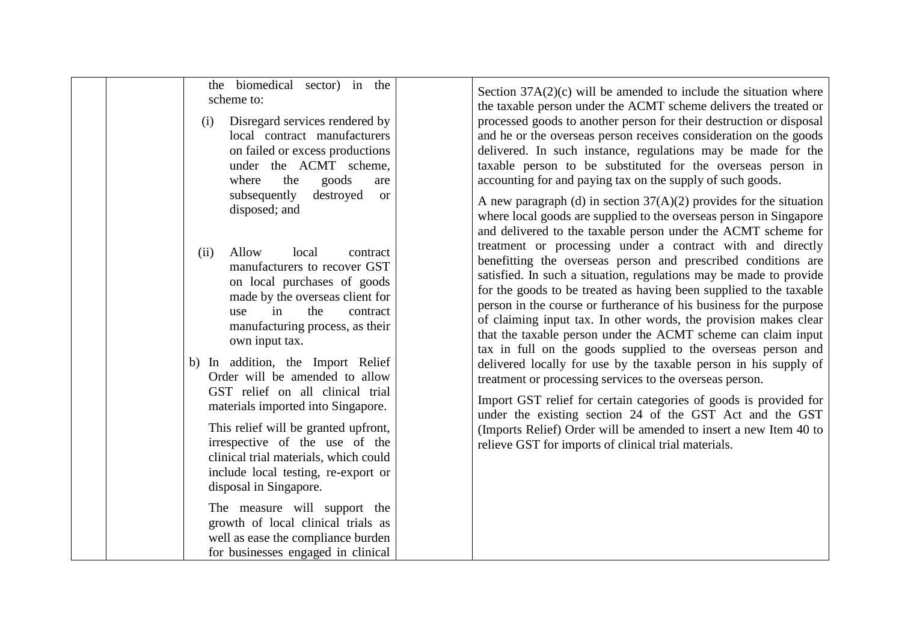| | | the biomedical sector) in the scheme to:<br><br>(i) Disregard services rendered by local contract manufacturers on failed or excess productions under the ACMT scheme, where the goods are subsequently destroyed or disposed; and<br><br>(ii) Allow local contract manufacturers to recover GST on local purchases of goods made by the overseas client for use in the contract manufacturing process, as their own input tax.<br><br>b) In addition, the Import Relief Order will be amended to allow GST relief on all clinical trial materials imported into Singapore.<br><br>This relief will be granted upfront, irrespective of the use of the clinical trial materials, which could include local testing, re-export or disposal in Singapore.<br><br>The measure will support the growth of local clinical trials as well as ease the compliance burden for businesses engaged in clinical | | Section 37A(2)(c) will be amended to include the situation where the taxable person under the ACMT scheme delivers the treated or processed goods to another person for their destruction or disposal and he or the overseas person receives consideration on the goods delivered. In such instance, regulations may be made for the taxable person to be substituted for the overseas person in accounting for and paying tax on the supply of such goods.<br><br>A new paragraph (d) in section 37(A)(2) provides for the situation where local goods are supplied to the overseas person in Singapore and delivered to the taxable person under the ACMT scheme for treatment or processing under a contract with and directly benefitting the overseas person and prescribed conditions are satisfied. In such a situation, regulations may be made to provide for the goods to be treated as having been supplied to the taxable person in the course or furtherance of his business for the purpose of claiming input tax. In other words, the provision makes clear that the taxable person under the ACMT scheme can claim input tax in full on the goods supplied to the overseas person and delivered locally for use by the taxable person in his supply of treatment or processing services to the overseas person.<br><br>Import GST relief for certain categories of goods is provided for under the existing section 24 of the GST Act and the GST (Imports Relief) Order will be amended to insert a new Item 40 to relieve GST for imports of clinical trial materials. |
|---|---|---|---|---|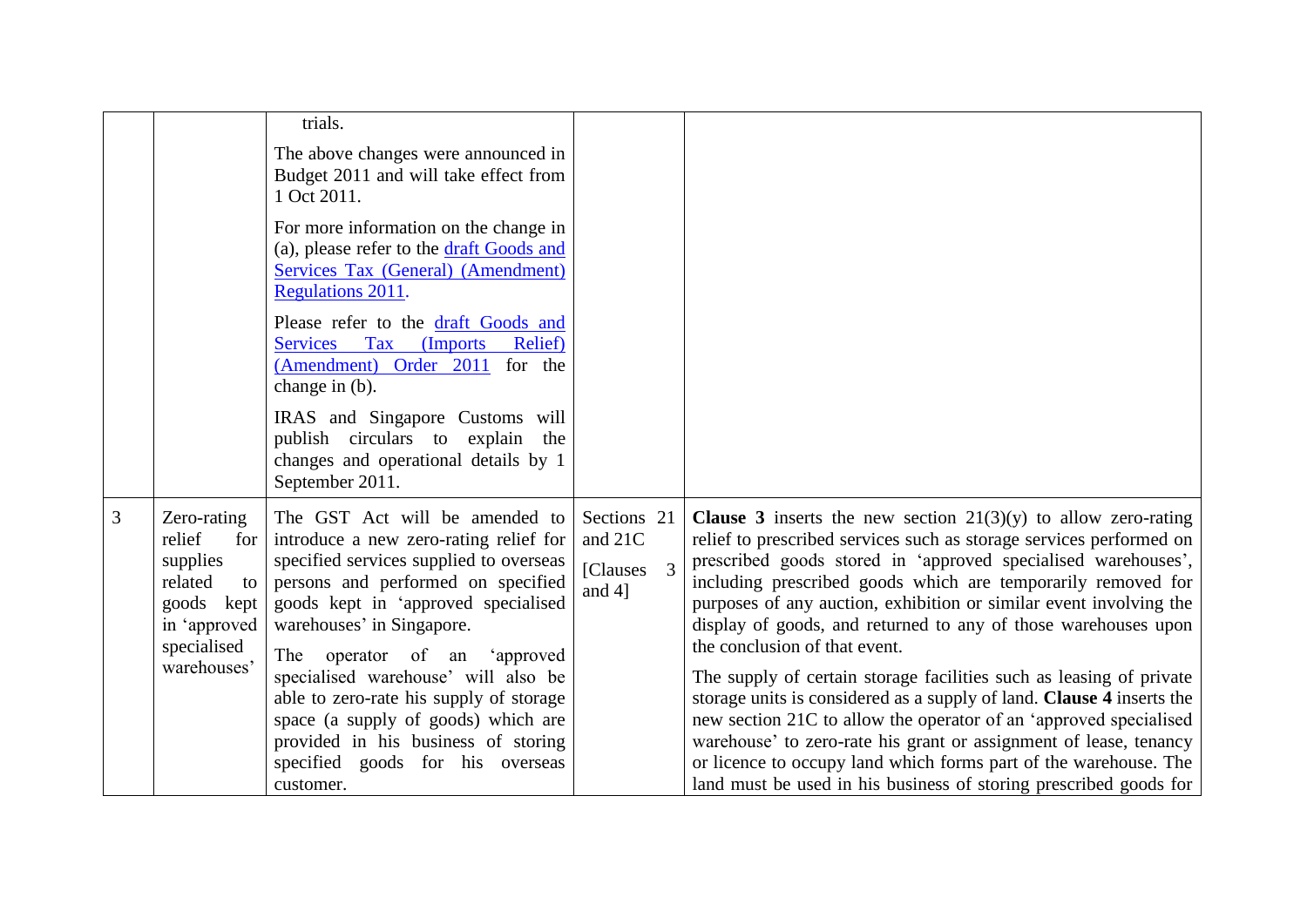| | | | | |
|---|---|---|---|---|
| | | trials.<br><br>The above changes were announced in Budget 2011 and will take effect from 1 Oct 2011.<br><br>For more information on the change in (a), please refer to the draft Goods and Services Tax (General) (Amendment) Regulations 2011.<br><br>Please refer to the draft Goods and Services Tax (Imports Relief) (Amendment) Order 2011 for the change in (b).<br><br>IRAS and Singapore Customs will publish circulars to explain the changes and operational details by 1 September 2011. | | |
| 3 | Zero-rating relief for supplies related to goods kept in 'approved specialised warehouses' | The GST Act will be amended to introduce a new zero-rating relief for specified services supplied to overseas persons and performed on specified goods kept in 'approved specialised warehouses' in Singapore.<br><br>The operator of an 'approved specialised warehouse' will also be able to zero-rate his supply of storage space (a supply of goods) which are provided in his business of storing specified goods for his overseas customer. | Sections 21 and 21C<br><br>[Clauses 3 and 4] | **Clause 3** inserts the new section 21(3)(y) to allow zero-rating relief to prescribed services such as storage services performed on prescribed goods stored in 'approved specialised warehouses', including prescribed goods which are temporarily removed for purposes of any auction, exhibition or similar event involving the display of goods, and returned to any of those warehouses upon the conclusion of that event.<br><br>The supply of certain storage facilities such as leasing of private storage units is considered as a supply of land. **Clause 4** inserts the new section 21C to allow the operator of an 'approved specialised warehouse' to zero-rate his grant or assignment of lease, tenancy or licence to occupy land which forms part of the warehouse. The land must be used in his business of storing prescribed goods for |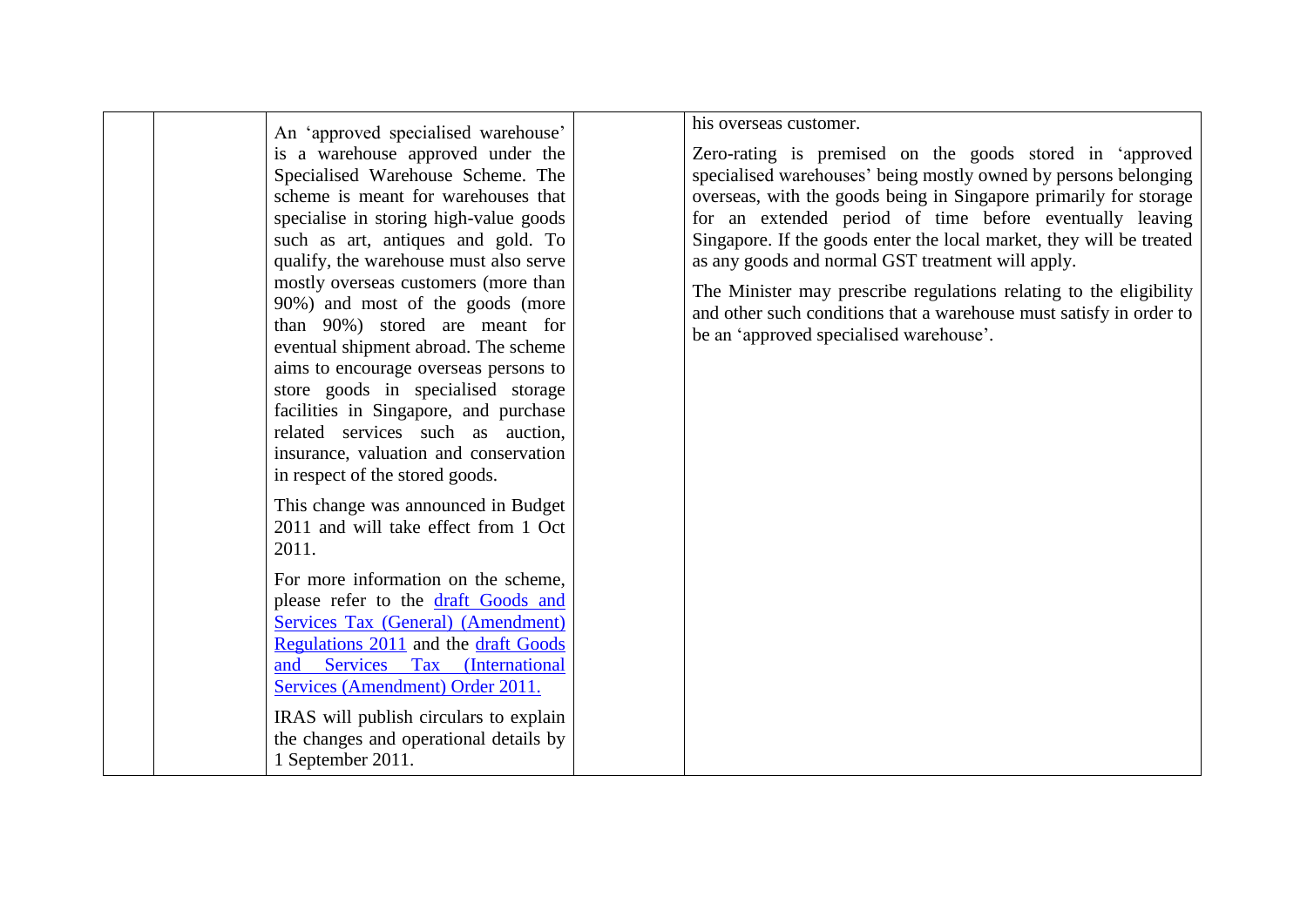| | | | | |
|---|---|---|---|---|
| | | An 'approved specialised warehouse' is a warehouse approved under the Specialised Warehouse Scheme. The scheme is meant for warehouses that specialise in storing high-value goods such as art, antiques and gold. To qualify, the warehouse must also serve mostly overseas customers (more than 90%) and most of the goods (more than 90%) stored are meant for eventual shipment abroad. The scheme aims to encourage overseas persons to store goods in specialised storage facilities in Singapore, and purchase related services such as auction, insurance, valuation and conservation in respect of the stored goods.<br><br>This change was announced in Budget 2011 and will take effect from 1 Oct 2011.<br><br>For more information on the scheme, please refer to the draft Goods and Services Tax (General) (Amendment) Regulations 2011 and the draft Goods and Services Tax (International Services (Amendment) Order 2011.<br><br>IRAS will publish circulars to explain the changes and operational details by 1 September 2011. | | his overseas customer.<br><br>Zero-rating is premised on the goods stored in 'approved specialised warehouses' being mostly owned by persons belonging overseas, with the goods being in Singapore primarily for storage for an extended period of time before eventually leaving Singapore. If the goods enter the local market, they will be treated as any goods and normal GST treatment will apply.<br><br>The Minister may prescribe regulations relating to the eligibility and other such conditions that a warehouse must satisfy in order to be an 'approved specialised warehouse'. |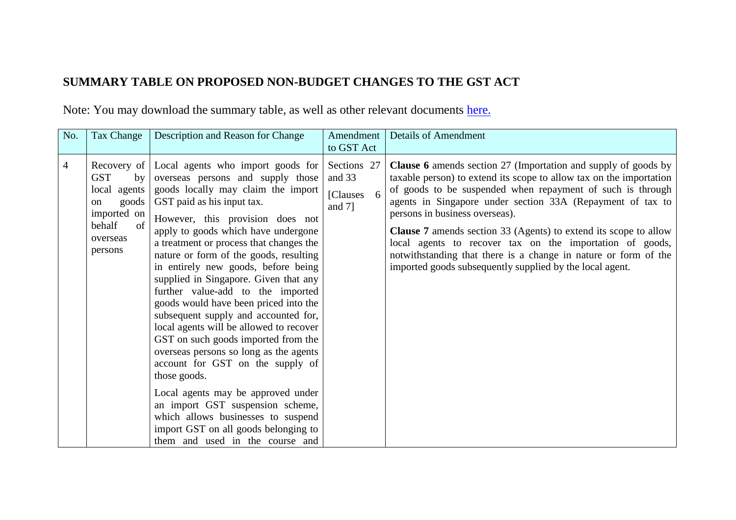**SUMMARY TABLE ON PROPOSED NON-BUDGET CHANGES TO THE GST ACT**

Note: You may download the summary table, as well as other relevant documents here.

| No. | Tax Change | Description and Reason for Change | Amendment to GST Act | Details of Amendment |
|---|---|---|---|---|
| 4 | Recovery of GST by local agents on goods imported on behalf of overseas persons | Local agents who import goods for overseas persons and supply those goods locally may claim the import GST paid as his input tax.<br><br>However, this provision does not apply to goods which have undergone a treatment or process that changes the nature or form of the goods, resulting in entirely new goods, before being supplied in Singapore. Given that any further value-add to the imported goods would have been priced into the subsequent supply and accounted for, local agents will be allowed to recover GST on such goods imported from the overseas persons so long as the agents account for GST on the supply of those goods.<br><br>Local agents may be approved under an import GST suspension scheme, which allows businesses to suspend import GST on all goods belonging to them and used in the course and | Sections 27 and 33<br><br>[Clauses 6 and 7] | **Clause 6** amends section 27 (Importation and supply of goods by taxable person) to extend its scope to allow tax on the importation of goods to be suspended when repayment of such is through agents in Singapore under section 33A (Repayment of tax to persons in business overseas).<br><br>**Clause 7** amends section 33 (Agents) to extend its scope to allow local agents to recover tax on the importation of goods, notwithstanding that there is a change in nature or form of the imported goods subsequently supplied by the local agent. |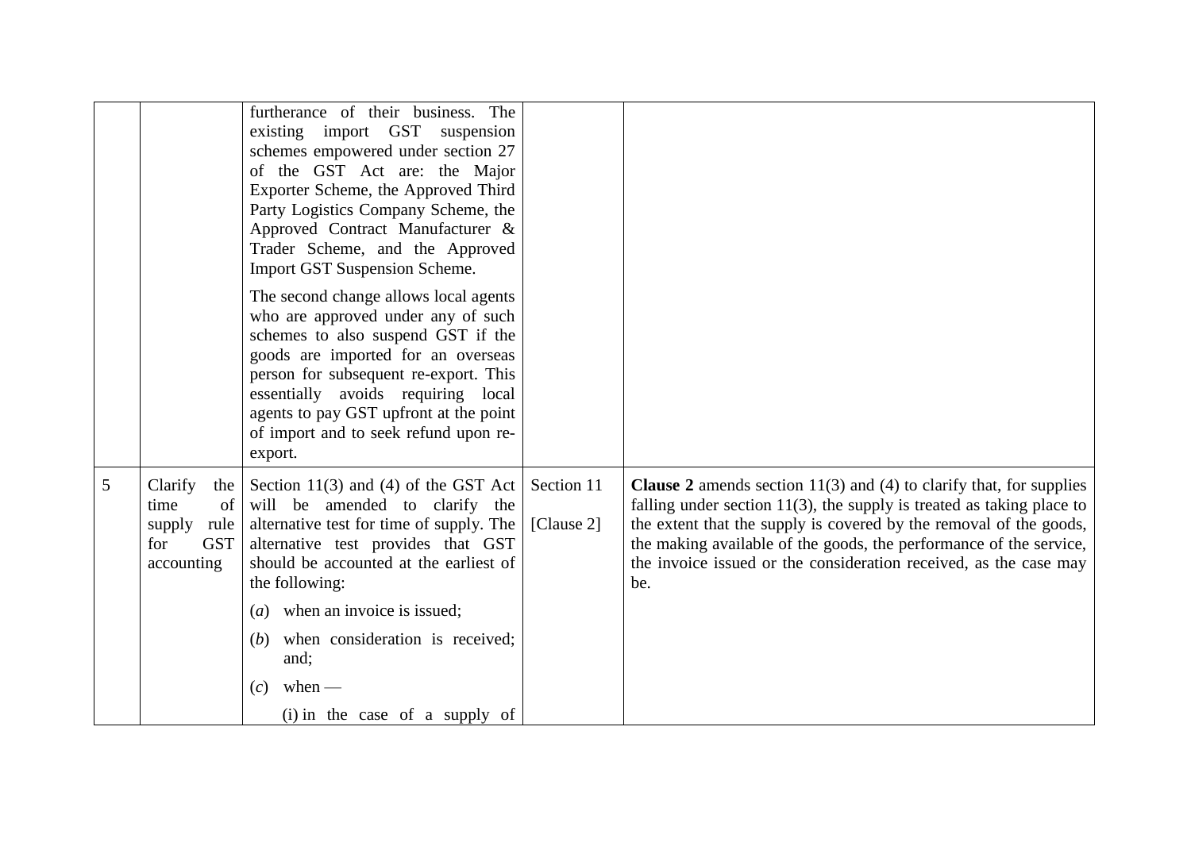|  |  |  |  |  |
|---|---|---|---|---|
|  |  | furtherance of their business. The existing import GST suspension schemes empowered under section 27 of the GST Act are: the Major Exporter Scheme, the Approved Third Party Logistics Company Scheme, the Approved Contract Manufacturer & Trader Scheme, and the Approved Import GST Suspension Scheme.<br><br>The second change allows local agents who are approved under any of such schemes to also suspend GST if the goods are imported for an overseas person for subsequent re-export. This essentially avoids requiring local agents to pay GST upfront at the point of import and to seek refund upon re-export. |  |  |
| 5 | Clarify the time of supply rule for GST accounting | Section 11(3) and (4) of the GST Act will be amended to clarify the alternative test for time of supply. The alternative test provides that GST should be accounted at the earliest of the following:<br><br>(*a*) when an invoice is issued;<br><br>(*b*) when consideration is received; and;<br><br>(*c*) when —<br><br>(i) in the case of a supply of | Section 11<br><br>[Clause 2] | **Clause 2** amends section 11(3) and (4) to clarify that, for supplies falling under section 11(3), the supply is treated as taking place to the extent that the supply is covered by the removal of the goods, the making available of the goods, the performance of the service, the invoice issued or the consideration received, as the case may be. |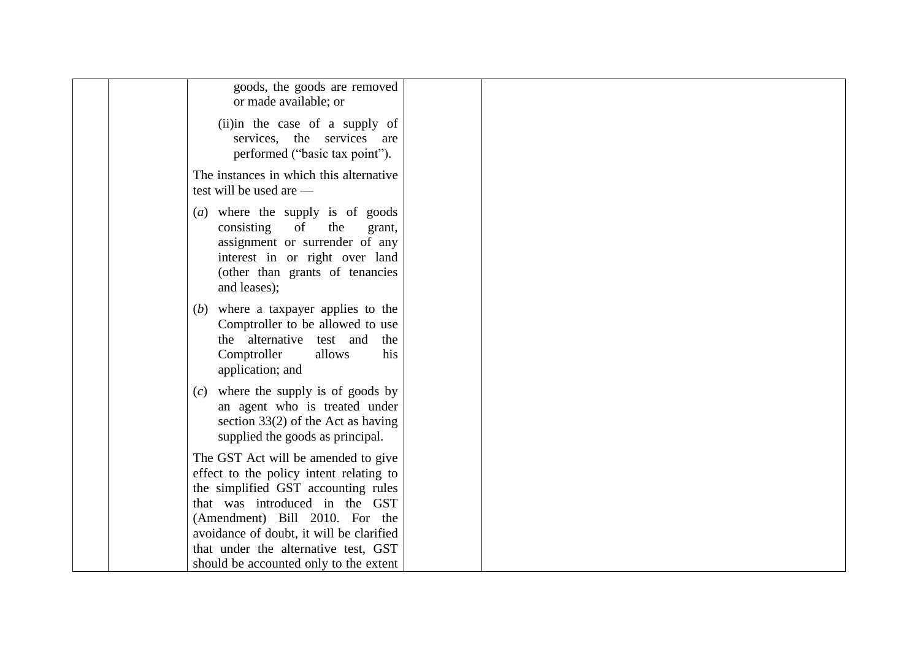| | | goods, the goods are removed or made available; or<br><br>(ii) in the case of a supply of services, the services are performed (“basic tax point”).<br><br>The instances in which this alternative test will be used are —<br><br>(*a*) where the supply is of goods consisting of the grant, assignment or surrender of any interest in or right over land (other than grants of tenancies and leases);<br><br>(*b*) where a taxpayer applies to the Comptroller to be allowed to use the alternative test and the Comptroller allows his application; and<br><br>(*c*) where the supply is of goods by an agent who is treated under section 33(2) of the Act as having supplied the goods as principal.<br><br>The GST Act will be amended to give effect to the policy intent relating to the simplified GST accounting rules that was introduced in the GST (Amendment) Bill 2010. For the avoidance of doubt, it will be clarified that under the alternative test, GST should be accounted only to the extent | | |
|---|---|---|---|---|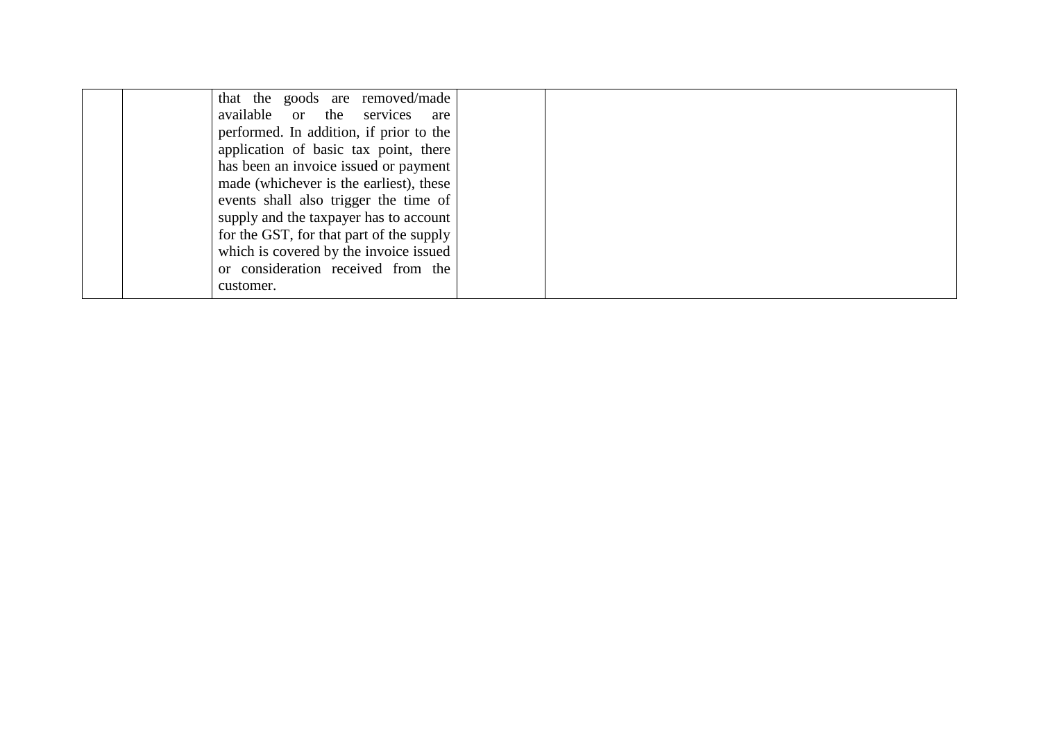| | | | | |
|---|---|---|---|---|
| | | that the goods are removed/made available or the services are performed. In addition, if prior to the application of basic tax point, there has been an invoice issued or payment made (whichever is the earliest), these events shall also trigger the time of supply and the taxpayer has to account for the GST, for that part of the supply which is covered by the invoice issued or consideration received from the customer. | | |